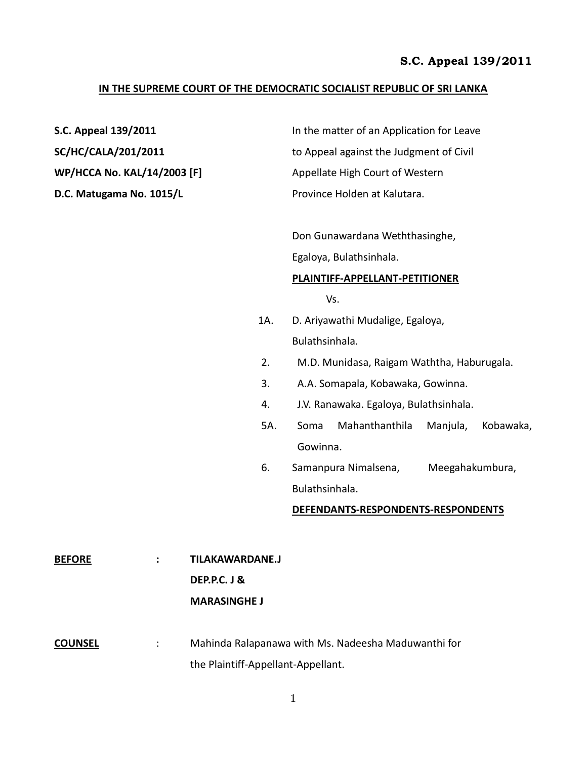**S.C. Appeal 139/2011**

**IN THE SUPREME COURT OF THE DEMOCRATIC SOCIALIST REPUBLIC OF SRI LANKA**

**S.C. Appeal 139/2011**
**SC/HC/CALA/201/2011**
**WP/HCCA No. KAL/14/2003 [F]**
**D.C. Matugama No. 1015/L**

In the matter of an Application for Leave to Appeal against the Judgment of Civil Appellate High Court of Western Province Holden at Kalutara.

Don Gunawardana Weththasinghe,
Egaloya, Bulathsinhala.

**PLAINTIFF-APPELLANT-PETITIONER**

Vs.

1A. D. Ariyawathi Mudalige, Egaloya, Bulathsinhala.
2. M.D. Munidasa, Raigam Waththa, Haburugala.
3. A.A. Somapala, Kobawaka, Gowinna.
4. J.V. Ranawaka. Egaloya, Bulathsinhala.
5A. Soma Mahanthanthila Manjula, Kobawaka, Gowinna.
6. Samanpura Nimalsena, Meegahakumbura, Bulathsinhala.

**DEFENDANTS-RESPONDENTS-RESPONDENTS**

**BEFORE** : **TILAKAWARDANE.J**
**DEP.P.C. J &**
**MARASINGHE J**

**COUNSEL** : Mahinda Ralapanawa with Ms. Nadeesha Maduwanthi for the Plaintiff-Appellant-Appellant.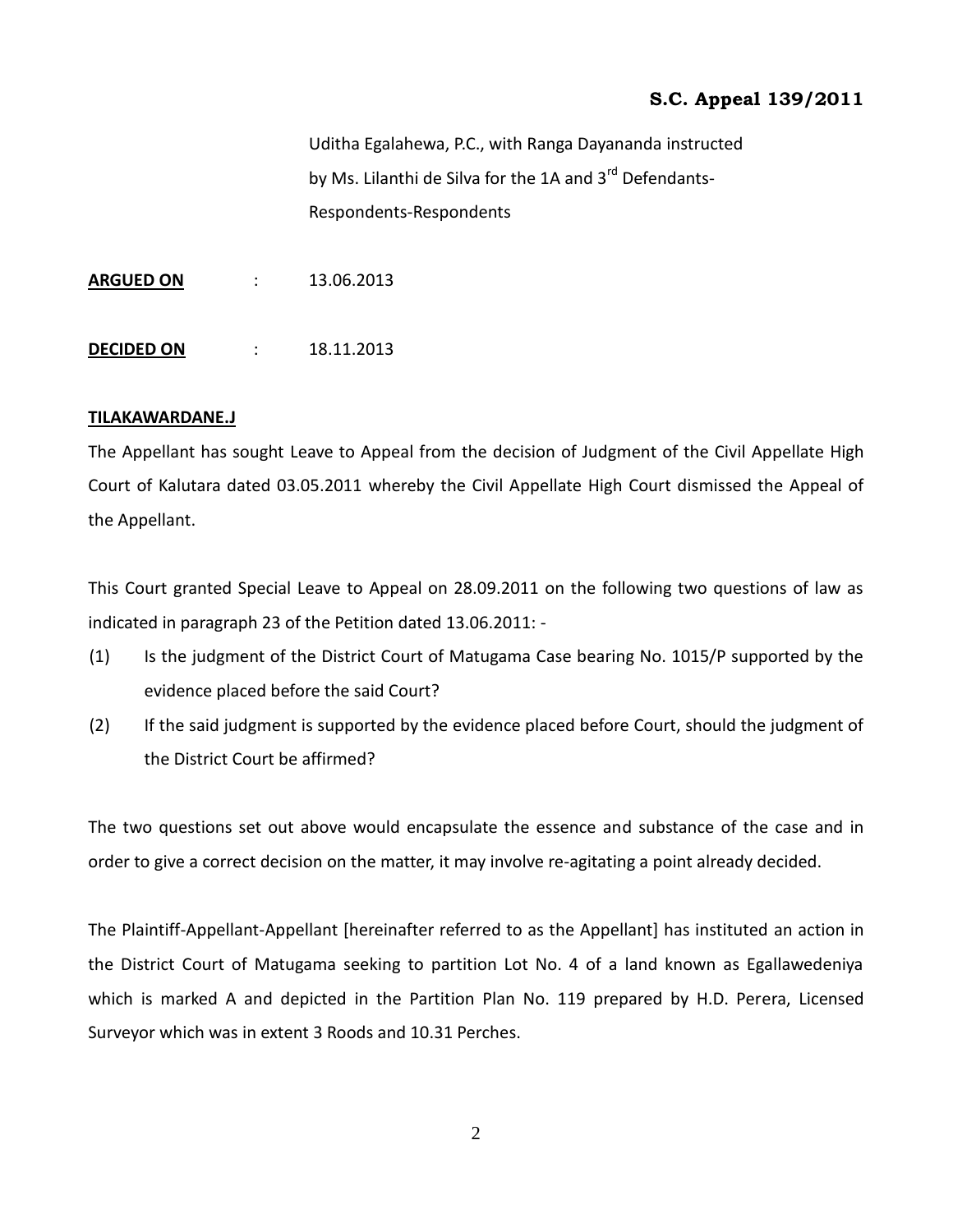Uditha Egalahewa, P.C., with Ranga Dayananda instructed by Ms. Lilanthi de Silva for the 1A and 3rd Defendants-Respondents-Respondents

**ARGUED ON** : 13.06.2013

**DECIDED ON** : 18.11.2013

**TILAKAWARDANE.J**

The Appellant has sought Leave to Appeal from the decision of Judgment of the Civil Appellate High Court of Kalutara dated 03.05.2011 whereby the Civil Appellate High Court dismissed the Appeal of the Appellant.

This Court granted Special Leave to Appeal on 28.09.2011 on the following two questions of law as indicated in paragraph 23 of the Petition dated 13.06.2011: -

(1) Is the judgment of the District Court of Matugama Case bearing No. 1015/P supported by the evidence placed before the said Court?

(2) If the said judgment is supported by the evidence placed before Court, should the judgment of the District Court be affirmed?

The two questions set out above would encapsulate the essence and substance of the case and in order to give a correct decision on the matter, it may involve re-agitating a point already decided.

The Plaintiff-Appellant-Appellant [hereinafter referred to as the Appellant] has instituted an action in the District Court of Matugama seeking to partition Lot No. 4 of a land known as Egallawedeniya which is marked A and depicted in the Partition Plan No. 119 prepared by H.D. Perera, Licensed Surveyor which was in extent 3 Roods and 10.31 Perches.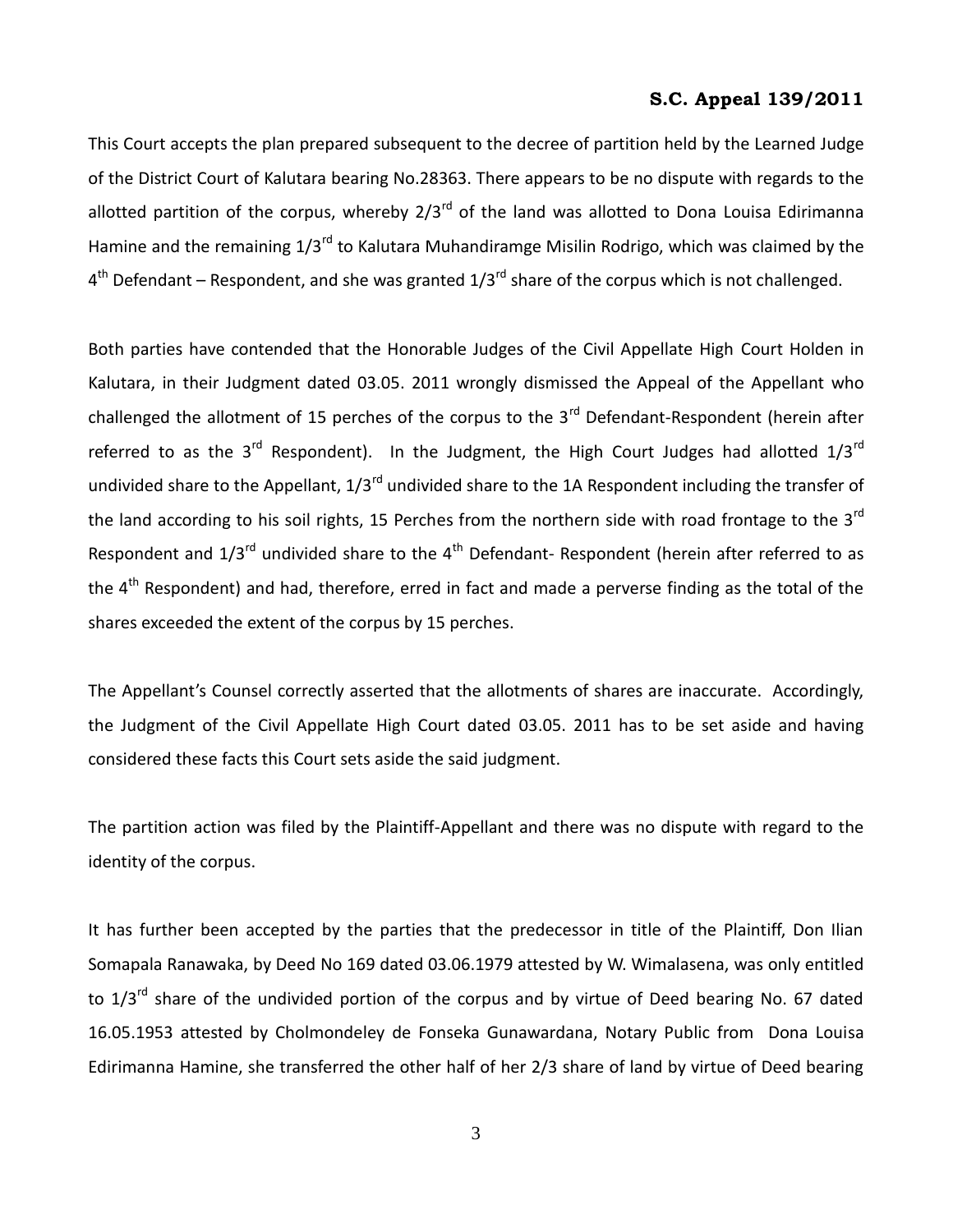This Court accepts the plan prepared subsequent to the decree of partition held by the Learned Judge of the District Court of Kalutara bearing No.28363. There appears to be no dispute with regards to the allotted partition of the corpus, whereby 2/3rd of the land was allotted to Dona Louisa Edirimanna Hamine and the remaining 1/3rd to Kalutara Muhandiramge Misilin Rodrigo, which was claimed by the 4th Defendant – Respondent, and she was granted 1/3rd share of the corpus which is not challenged.

Both parties have contended that the Honorable Judges of the Civil Appellate High Court Holden in Kalutara, in their Judgment dated 03.05. 2011 wrongly dismissed the Appeal of the Appellant who challenged the allotment of 15 perches of the corpus to the 3rd Defendant-Respondent (herein after referred to as the 3rd Respondent). In the Judgment, the High Court Judges had allotted 1/3rd undivided share to the Appellant, 1/3rd undivided share to the 1A Respondent including the transfer of the land according to his soil rights, 15 Perches from the northern side with road frontage to the 3rd Respondent and 1/3rd undivided share to the 4th Defendant- Respondent (herein after referred to as the 4th Respondent) and had, therefore, erred in fact and made a perverse finding as the total of the shares exceeded the extent of the corpus by 15 perches.

The Appellant's Counsel correctly asserted that the allotments of shares are inaccurate. Accordingly, the Judgment of the Civil Appellate High Court dated 03.05. 2011 has to be set aside and having considered these facts this Court sets aside the said judgment.

The partition action was filed by the Plaintiff-Appellant and there was no dispute with regard to the identity of the corpus.

It has further been accepted by the parties that the predecessor in title of the Plaintiff, Don Ilian Somapala Ranawaka, by Deed No 169 dated 03.06.1979 attested by W. Wimalasena, was only entitled to 1/3rd share of the undivided portion of the corpus and by virtue of Deed bearing No. 67 dated 16.05.1953 attested by Cholmondeley de Fonseka Gunawardana, Notary Public from Dona Louisa Edirimanna Hamine, she transferred the other half of her 2/3 share of land by virtue of Deed bearing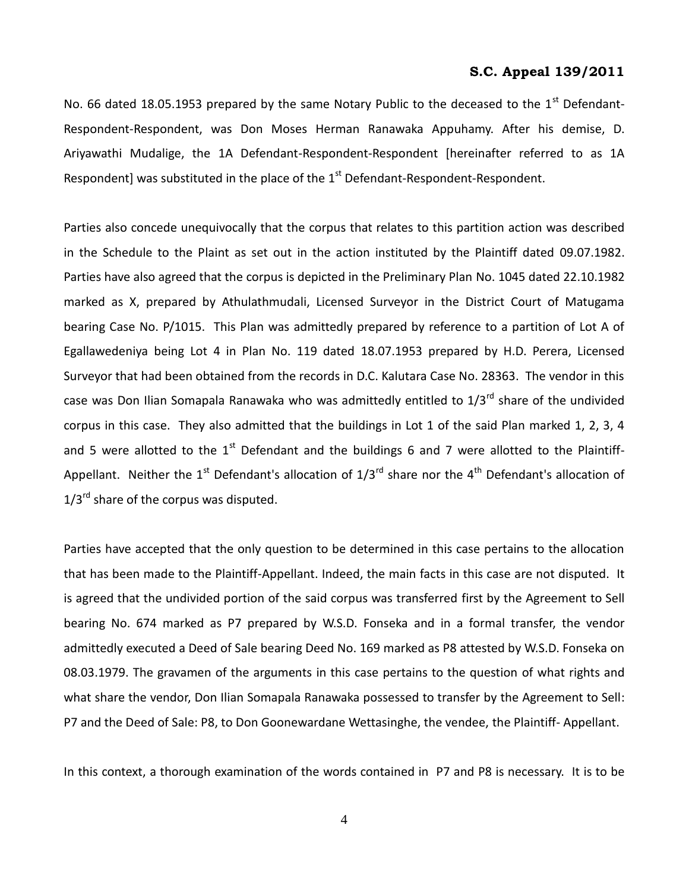No. 66 dated 18.05.1953 prepared by the same Notary Public to the deceased to the 1st Defendant-Respondent-Respondent, was Don Moses Herman Ranawaka Appuhamy. After his demise, D. Ariyawathi Mudalige, the 1A Defendant-Respondent-Respondent [hereinafter referred to as 1A Respondent] was substituted in the place of the 1st Defendant-Respondent-Respondent.

Parties also concede unequivocally that the corpus that relates to this partition action was described in the Schedule to the Plaint as set out in the action instituted by the Plaintiff dated 09.07.1982. Parties have also agreed that the corpus is depicted in the Preliminary Plan No. 1045 dated 22.10.1982 marked as X, prepared by Athulathmudali, Licensed Surveyor in the District Court of Matugama bearing Case No. P/1015. This Plan was admittedly prepared by reference to a partition of Lot A of Egallawedeniya being Lot 4 in Plan No. 119 dated 18.07.1953 prepared by H.D. Perera, Licensed Surveyor that had been obtained from the records in D.C. Kalutara Case No. 28363. The vendor in this case was Don Ilian Somapala Ranawaka who was admittedly entitled to 1/3rd share of the undivided corpus in this case. They also admitted that the buildings in Lot 1 of the said Plan marked 1, 2, 3, 4 and 5 were allotted to the 1st Defendant and the buildings 6 and 7 were allotted to the Plaintiff-Appellant. Neither the 1st Defendant's allocation of 1/3rd share nor the 4th Defendant's allocation of 1/3rd share of the corpus was disputed.

Parties have accepted that the only question to be determined in this case pertains to the allocation that has been made to the Plaintiff-Appellant. Indeed, the main facts in this case are not disputed. It is agreed that the undivided portion of the said corpus was transferred first by the Agreement to Sell bearing No. 674 marked as P7 prepared by W.S.D. Fonseka and in a formal transfer, the vendor admittedly executed a Deed of Sale bearing Deed No. 169 marked as P8 attested by W.S.D. Fonseka on 08.03.1979. The gravamen of the arguments in this case pertains to the question of what rights and what share the vendor, Don Ilian Somapala Ranawaka possessed to transfer by the Agreement to Sell: P7 and the Deed of Sale: P8, to Don Goonewardane Wettasinghe, the vendee, the Plaintiff- Appellant.

In this context, a thorough examination of the words contained in P7 and P8 is necessary. It is to be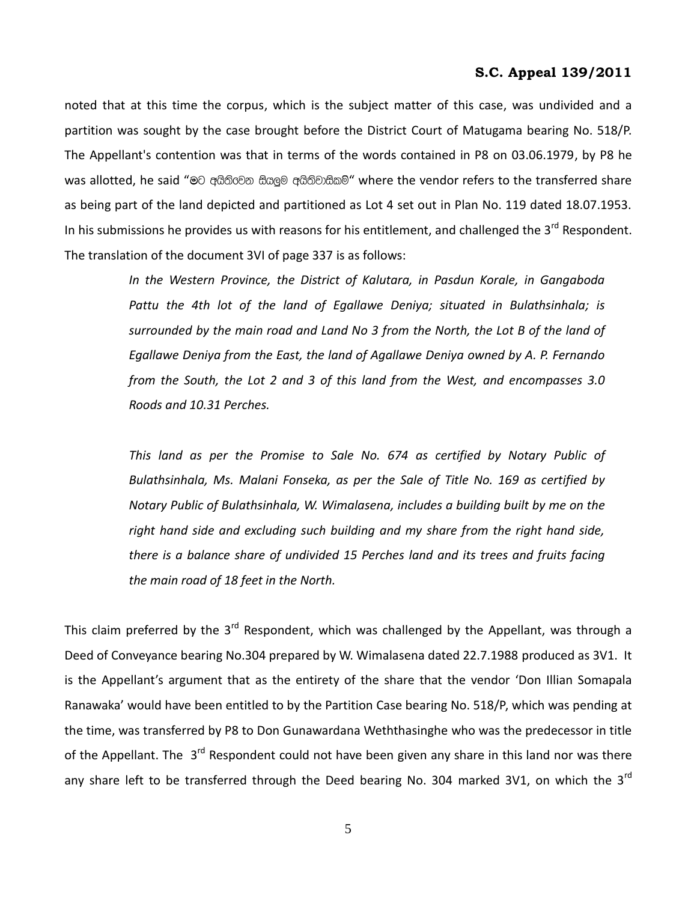noted that at this time the corpus, which is the subject matter of this case, was undivided and a partition was sought by the case brought before the District Court of Matugama bearing No. 518/P. The Appellant's contention was that in terms of the words contained in P8 on 03.06.1979, by P8 he was allotted, he said "මට අයිතිවෙන සියලුම අයිතිවාසිකම්" where the vendor refers to the transferred share as being part of the land depicted and partitioned as Lot 4 set out in Plan No. 119 dated 18.07.1953. In his submissions he provides us with reasons for his entitlement, and challenged the 3rd Respondent. The translation of the document 3VI of page 337 is as follows:

> *In the Western Province, the District of Kalutara, in Pasdun Korale, in Gangaboda Pattu the 4th lot of the land of Egallawe Deniya; situated in Bulathsinhala; is surrounded by the main road and Land No 3 from the North, the Lot B of the land of Egallawe Deniya from the East, the land of Agallawe Deniya owned by A. P. Fernando from the South, the Lot 2 and 3 of this land from the West, and encompasses 3.0 Roods and 10.31 Perches.*
>
> *This land as per the Promise to Sale No. 674 as certified by Notary Public of Bulathsinhala, Ms. Malani Fonseka, as per the Sale of Title No. 169 as certified by Notary Public of Bulathsinhala, W. Wimalasena, includes a building built by me on the right hand side and excluding such building and my share from the right hand side, there is a balance share of undivided 15 Perches land and its trees and fruits facing the main road of 18 feet in the North.*

This claim preferred by the 3rd Respondent, which was challenged by the Appellant, was through a Deed of Conveyance bearing No.304 prepared by W. Wimalasena dated 22.7.1988 produced as 3V1. It is the Appellant's argument that as the entirety of the share that the vendor 'Don Illian Somapala Ranawaka' would have been entitled to by the Partition Case bearing No. 518/P, which was pending at the time, was transferred by P8 to Don Gunawardana Weththasinghe who was the predecessor in title of the Appellant. The 3rd Respondent could not have been given any share in this land nor was there any share left to be transferred through the Deed bearing No. 304 marked 3V1, on which the 3rd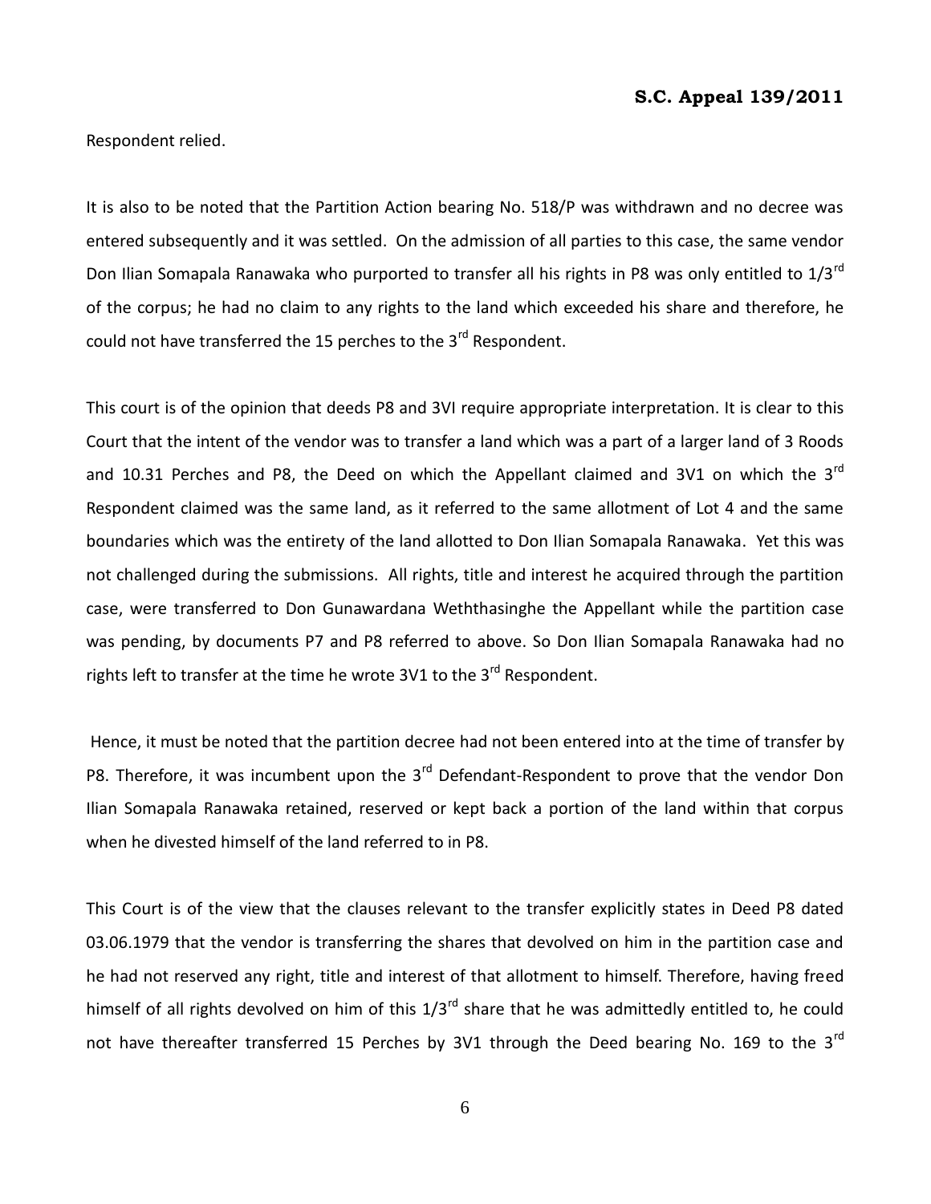Respondent relied.

It is also to be noted that the Partition Action bearing No. 518/P was withdrawn and no decree was entered subsequently and it was settled. On the admission of all parties to this case, the same vendor Don Ilian Somapala Ranawaka who purported to transfer all his rights in P8 was only entitled to 1/3rd of the corpus; he had no claim to any rights to the land which exceeded his share and therefore, he could not have transferred the 15 perches to the 3rd Respondent.

This court is of the opinion that deeds P8 and 3VI require appropriate interpretation. It is clear to this Court that the intent of the vendor was to transfer a land which was a part of a larger land of 3 Roods and 10.31 Perches and P8, the Deed on which the Appellant claimed and 3V1 on which the 3rd Respondent claimed was the same land, as it referred to the same allotment of Lot 4 and the same boundaries which was the entirety of the land allotted to Don Ilian Somapala Ranawaka. Yet this was not challenged during the submissions. All rights, title and interest he acquired through the partition case, were transferred to Don Gunawardana Weththasinghe the Appellant while the partition case was pending, by documents P7 and P8 referred to above. So Don Ilian Somapala Ranawaka had no rights left to transfer at the time he wrote 3V1 to the 3rd Respondent.

Hence, it must be noted that the partition decree had not been entered into at the time of transfer by P8. Therefore, it was incumbent upon the 3rd Defendant-Respondent to prove that the vendor Don Ilian Somapala Ranawaka retained, reserved or kept back a portion of the land within that corpus when he divested himself of the land referred to in P8.

This Court is of the view that the clauses relevant to the transfer explicitly states in Deed P8 dated 03.06.1979 that the vendor is transferring the shares that devolved on him in the partition case and he had not reserved any right, title and interest of that allotment to himself. Therefore, having freed himself of all rights devolved on him of this 1/3rd share that he was admittedly entitled to, he could not have thereafter transferred 15 Perches by 3V1 through the Deed bearing No. 169 to the 3rd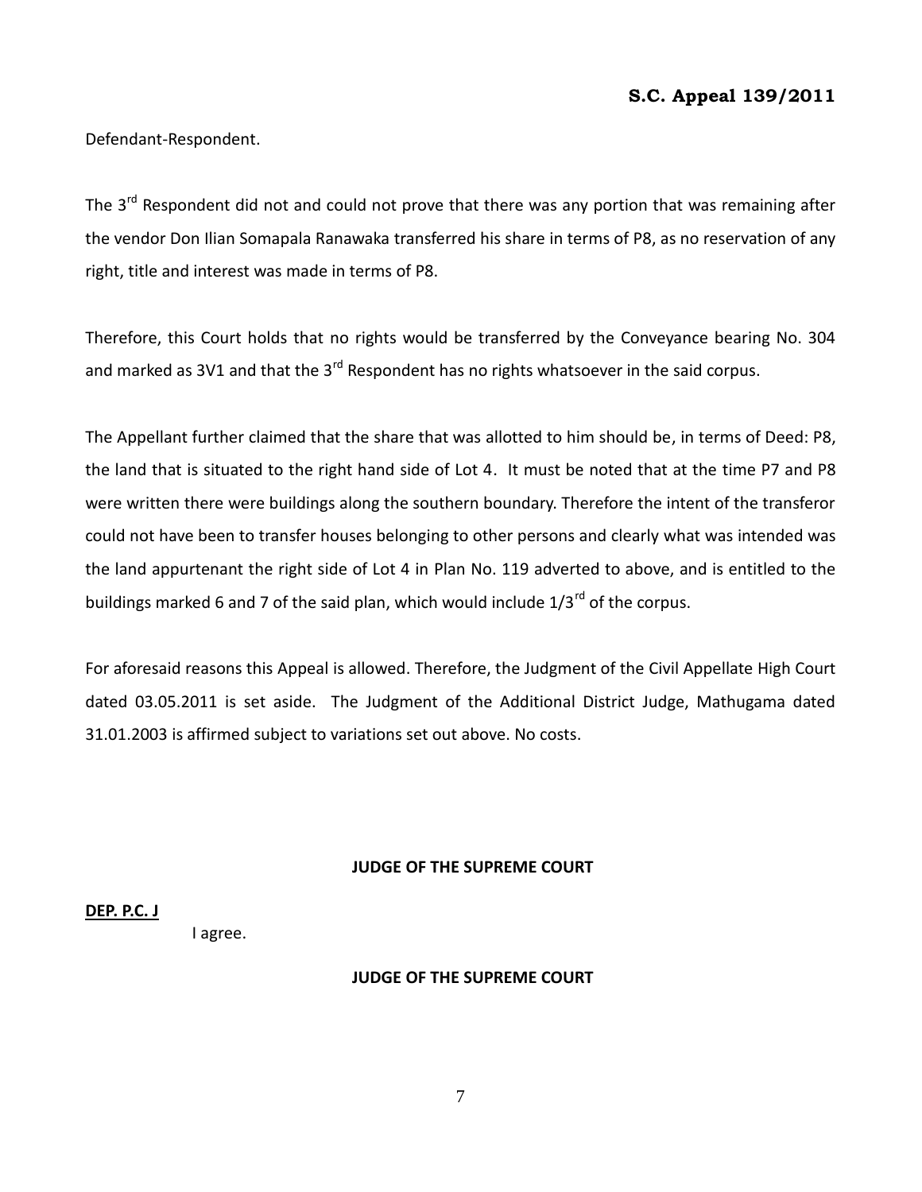Defendant-Respondent.

The 3rd Respondent did not and could not prove that there was any portion that was remaining after the vendor Don Ilian Somapala Ranawaka transferred his share in terms of P8, as no reservation of any right, title and interest was made in terms of P8.

Therefore, this Court holds that no rights would be transferred by the Conveyance bearing No. 304 and marked as 3V1 and that the 3rd Respondent has no rights whatsoever in the said corpus.

The Appellant further claimed that the share that was allotted to him should be, in terms of Deed: P8, the land that is situated to the right hand side of Lot 4. It must be noted that at the time P7 and P8 were written there were buildings along the southern boundary. Therefore the intent of the transferor could not have been to transfer houses belonging to other persons and clearly what was intended was the land appurtenant the right side of Lot 4 in Plan No. 119 adverted to above, and is entitled to the buildings marked 6 and 7 of the said plan, which would include 1/3rd of the corpus.

For aforesaid reasons this Appeal is allowed. Therefore, the Judgment of the Civil Appellate High Court dated 03.05.2011 is set aside. The Judgment of the Additional District Judge, Mathugama dated 31.01.2003 is affirmed subject to variations set out above. No costs.

**JUDGE OF THE SUPREME COURT**

**DEP. P.C. J**

I agree.

**JUDGE OF THE SUPREME COURT**